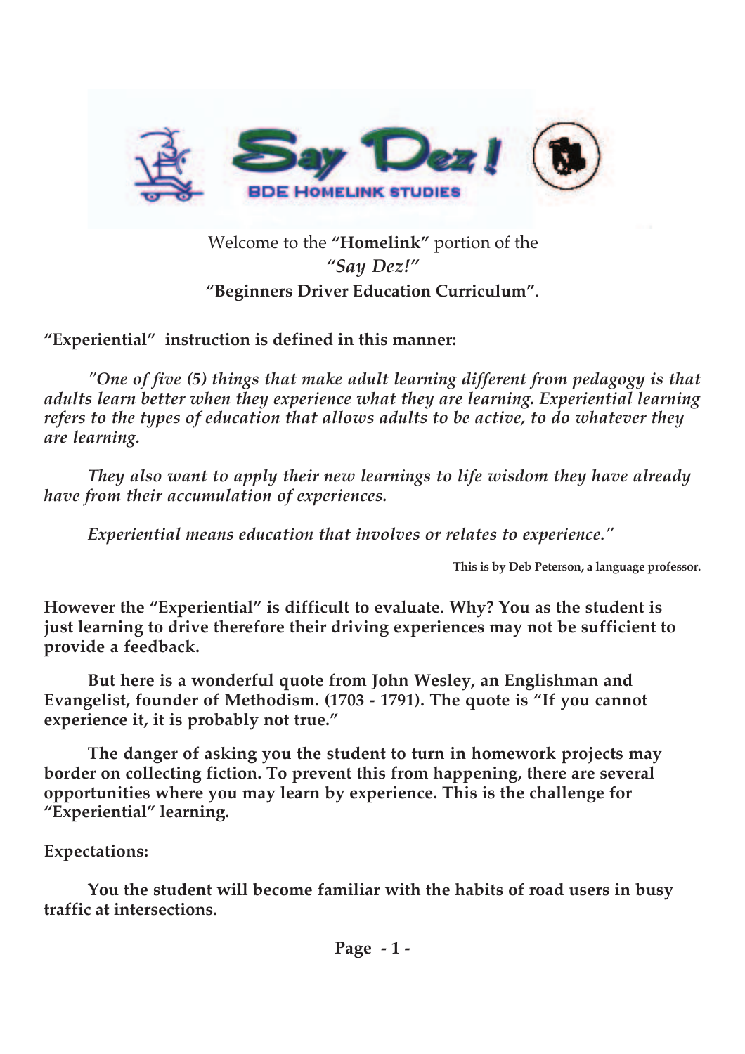Welcome to the **"Homelink"** portion of the
*"Say Dez!"*
**"Beginners Driver Education Curriculum"**.

**"Experiential" instruction is defined in this manner:**

*"One of five (5) things that make adult learning different from pedagogy is that adults learn better when they experience what they are learning. Experiential learning refers to the types of education that allows adults to be active, to do whatever they are learning.*

*They also want to apply their new learnings to life wisdom they have already have from their accumulation of experiences.*

*Experiential means education that involves or relates to experience."*

**This is by Deb Peterson, a language professor.**

**However the "Experiential" is difficult to evaluate. Why? You as the student is just learning to drive therefore their driving experiences may not be sufficient to provide a feedback.**

**But here is a wonderful quote from John Wesley, an Englishman and Evangelist, founder of Methodism. (1703 - 1791). The quote is "If you cannot experience it, it is probably not true."**

**The danger of asking you the student to turn in homework projects may border on collecting fiction. To prevent this from happening, there are several opportunities where you may learn by experience. This is the challenge for "Experiential" learning.**

**Expectations:**

**You the student will become familiar with the habits of road users in busy traffic at intersections.**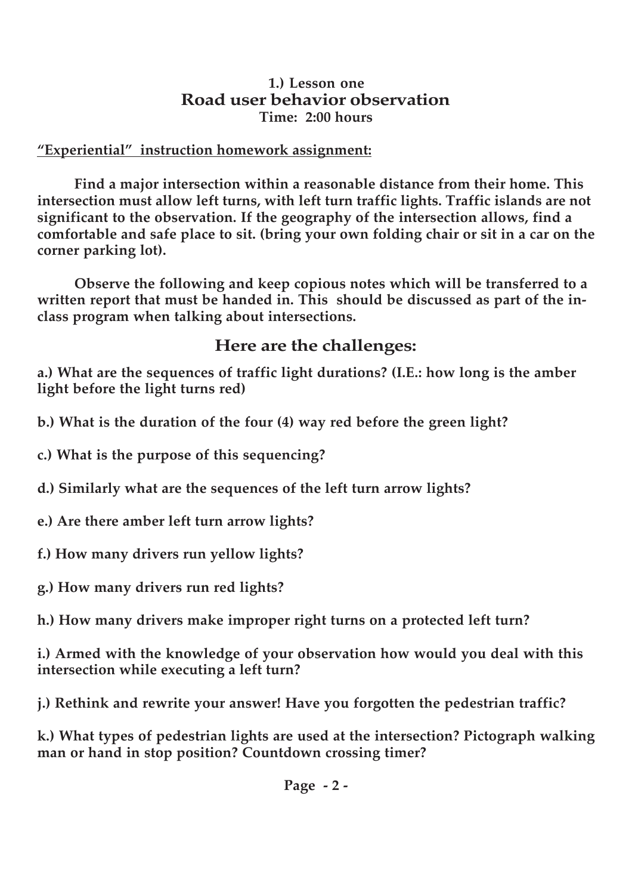**1.) Lesson one**

## Road user behavior observation

**Time: 2:00 hours**

**<u>"Experiential" instruction homework assignment:</u>**

**Find a major intersection within a reasonable distance from their home. This intersection must allow left turns, with left turn traffic lights. Traffic islands are not significant to the observation. If the geography of the intersection allows, find a comfortable and safe place to sit. (bring your own folding chair or sit in a car on the corner parking lot).**

**Observe the following and keep copious notes which will be transferred to a written report that must be handed in. This should be discussed as part of the in-class program when talking about intersections.**

### Here are the challenges:

**a.) What are the sequences of traffic light durations? (I.E.: how long is the amber light before the light turns red)**

**b.) What is the duration of the four (4) way red before the green light?**

**c.) What is the purpose of this sequencing?**

**d.) Similarly what are the sequences of the left turn arrow lights?**

**e.) Are there amber left turn arrow lights?**

**f.) How many drivers run yellow lights?**

**g.) How many drivers run red lights?**

**h.) How many drivers make improper right turns on a protected left turn?**

**i.) Armed with the knowledge of your observation how would you deal with this intersection while executing a left turn?**

**j.) Rethink and rewrite your answer! Have you forgotten the pedestrian traffic?**

**k.) What types of pedestrian lights are used at the intersection? Pictograph walking man or hand in stop position? Countdown crossing timer?**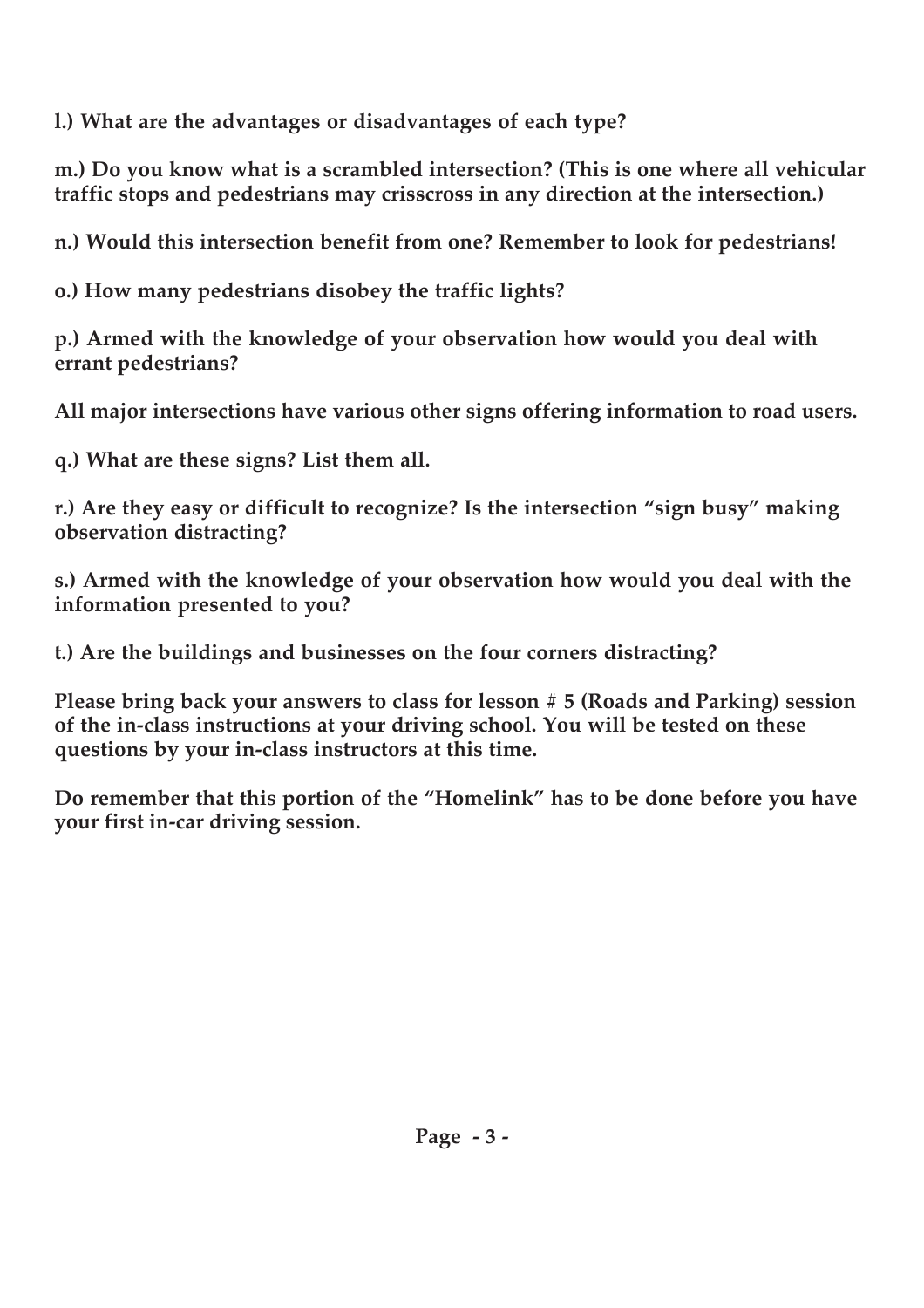**l.) What are the advantages or disadvantages of each type?**

**m.) Do you know what is a scrambled intersection? (This is one where all vehicular traffic stops and pedestrians may crisscross in any direction at the intersection.)**

**n.) Would this intersection benefit from one? Remember to look for pedestrians!**

**o.) How many pedestrians disobey the traffic lights?**

**p.) Armed with the knowledge of your observation how would you deal with errant pedestrians?**

**All major intersections have various other signs offering information to road users.**

**q.) What are these signs? List them all.**

**r.) Are they easy or difficult to recognize? Is the intersection "sign busy" making observation distracting?**

**s.) Armed with the knowledge of your observation how would you deal with the information presented to you?**

**t.) Are the buildings and businesses on the four corners distracting?**

**Please bring back your answers to class for lesson # 5 (Roads and Parking) session of the in-class instructions at your driving school. You will be tested on these questions by your in-class instructors at this time.**

**Do remember that this portion of the "Homelink" has to be done before you have your first in-car driving session.**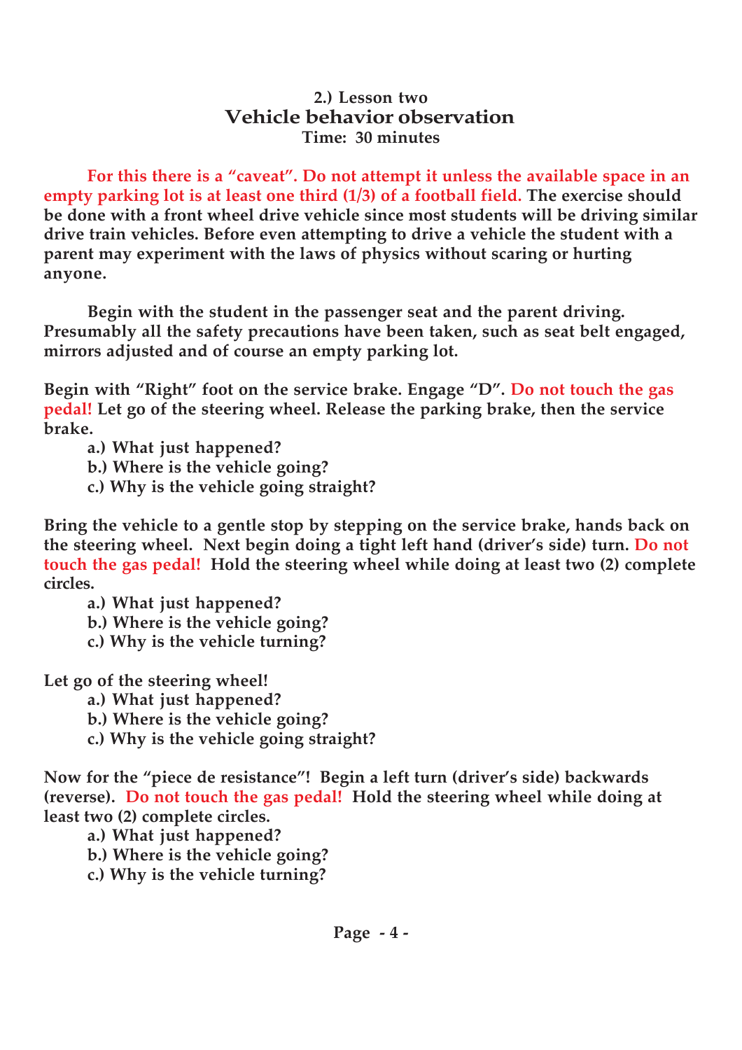## 2.) Lesson two
# Vehicle behavior observation
**Time: 30 minutes**

**For this there is a "caveat". Do not attempt it unless the available space in an empty parking lot is at least one third (1/3) of a football field. The exercise should be done with a front wheel drive vehicle since most students will be driving similar drive train vehicles. Before even attempting to drive a vehicle the student with a parent may experiment with the laws of physics without scaring or hurting anyone.**

**Begin with the student in the passenger seat and the parent driving. Presumably all the safety precautions have been taken, such as seat belt engaged, mirrors adjusted and of course an empty parking lot.**

**Begin with "Right" foot on the service brake. Engage "D". Do not touch the gas pedal! Let go of the steering wheel. Release the parking brake, then the service brake.**

- **a.) What just happened?**
- **b.) Where is the vehicle going?**
- **c.) Why is the vehicle going straight?**

**Bring the vehicle to a gentle stop by stepping on the service brake, hands back on the steering wheel. Next begin doing a tight left hand (driver's side) turn. Do not touch the gas pedal! Hold the steering wheel while doing at least two (2) complete circles.**

- **a.) What just happened?**
- **b.) Where is the vehicle going?**
- **c.) Why is the vehicle turning?**

**Let go of the steering wheel!**

- **a.) What just happened?**
- **b.) Where is the vehicle going?**
- **c.) Why is the vehicle going straight?**

**Now for the "piece de resistance"! Begin a left turn (driver's side) backwards (reverse). Do not touch the gas pedal! Hold the steering wheel while doing at least two (2) complete circles.**

- **a.) What just happened?**
- **b.) Where is the vehicle going?**
- **c.) Why is the vehicle turning?**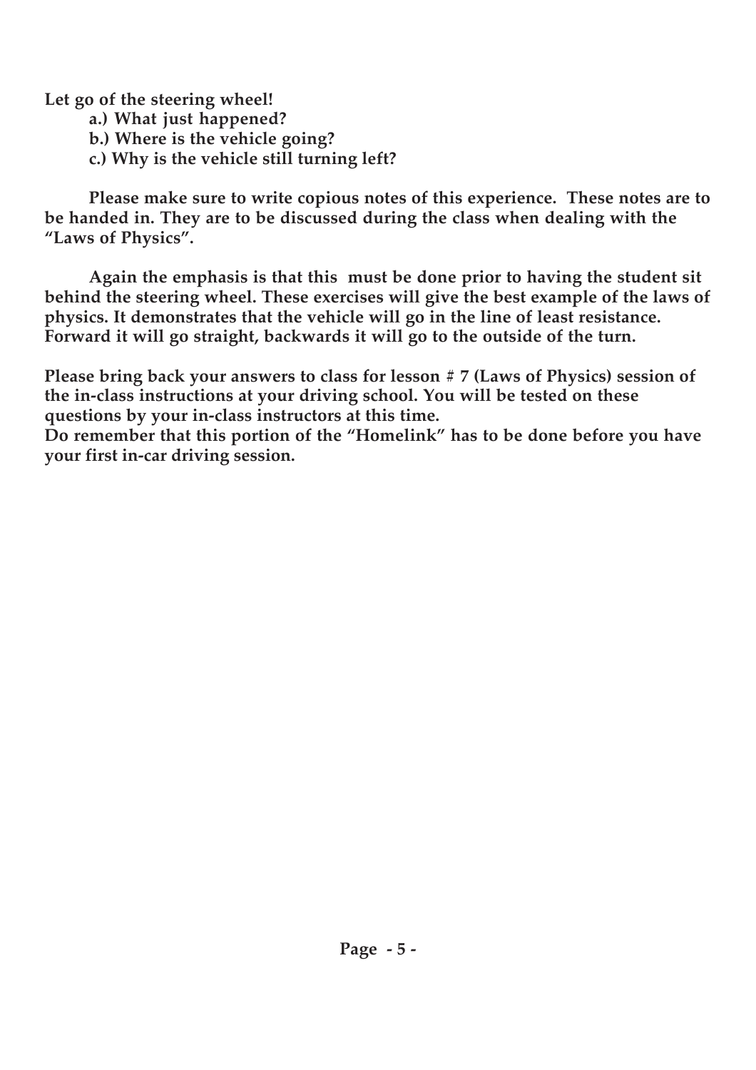**Let go of the steering wheel!**

> **a.) What just happened?**
> **b.) Where is the vehicle going?**
> **c.) Why is the vehicle still turning left?**

**Please make sure to write copious notes of this experience. These notes are to be handed in. They are to be discussed during the class when dealing with the "Laws of Physics".**

**Again the emphasis is that this must be done prior to having the student sit behind the steering wheel. These exercises will give the best example of the laws of physics. It demonstrates that the vehicle will go in the line of least resistance. Forward it will go straight, backwards it will go to the outside of the turn.**

**Please bring back your answers to class for lesson # 7 (Laws of Physics) session of the in-class instructions at your driving school. You will be tested on these questions by your in-class instructors at this time.**
**Do remember that this portion of the "Homelink" has to be done before you have your first in-car driving session.**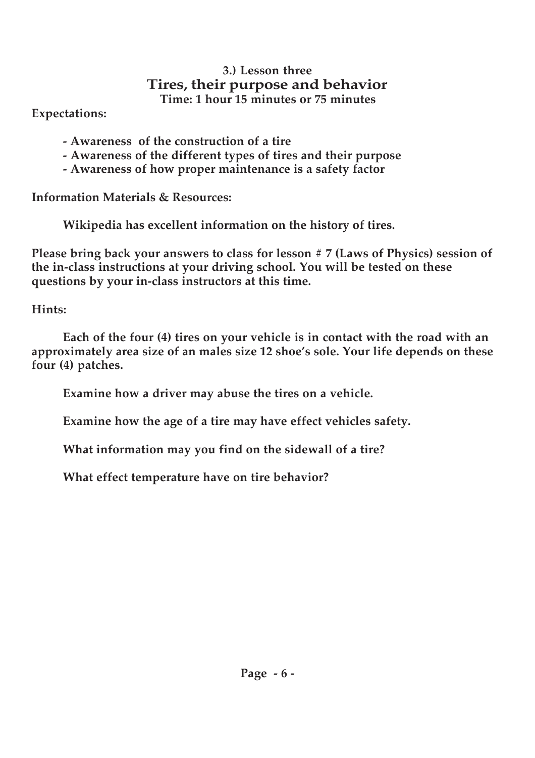### 3.) Lesson three

## Tires, their purpose and behavior

**Time: 1 hour 15 minutes or 75 minutes**

**Expectations:**

- **Awareness of the construction of a tire**
- **Awareness of the different types of tires and their purpose**
- **Awareness of how proper maintenance is a safety factor**

**Information Materials & Resources:**

**Wikipedia has excellent information on the history of tires.**

**Please bring back your answers to class for lesson # 7 (Laws of Physics) session of the in-class instructions at your driving school. You will be tested on these questions by your in-class instructors at this time.**

**Hints:**

**Each of the four (4) tires on your vehicle is in contact with the road with an approximately area size of an males size 12 shoe's sole. Your life depends on these four (4) patches.**

**Examine how a driver may abuse the tires on a vehicle.**

**Examine how the age of a tire may have effect vehicles safety.**

**What information may you find on the sidewall of a tire?**

**What effect temperature have on tire behavior?**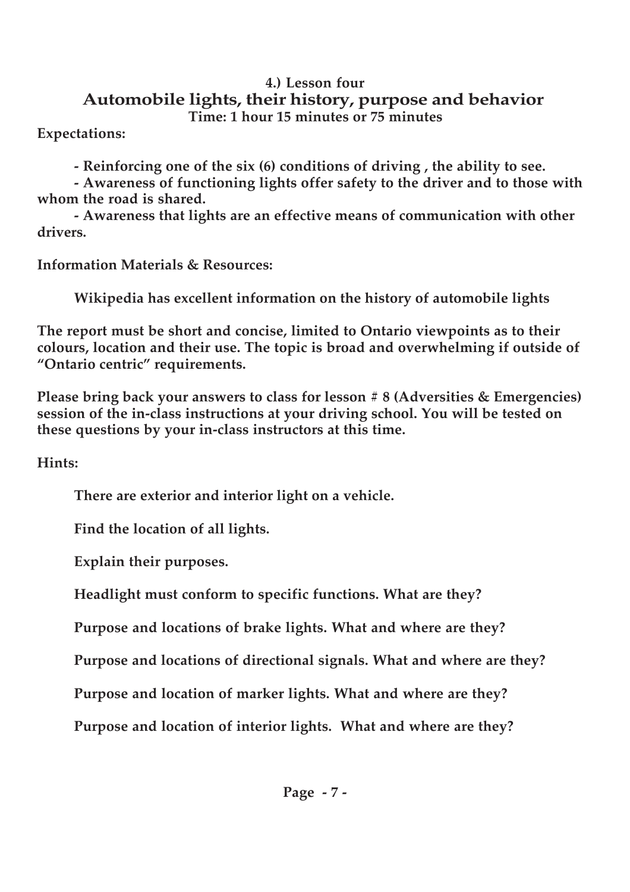## 4.) Lesson four

# Automobile lights, their history, purpose and behavior

**Time: 1 hour 15 minutes or 75 minutes**

**Expectations:**

**- Reinforcing one of the six (6) conditions of driving , the ability to see.**

**- Awareness of functioning lights offer safety to the driver and to those with whom the road is shared.**

**- Awareness that lights are an effective means of communication with other drivers.**

**Information Materials & Resources:**

**Wikipedia has excellent information on the history of automobile lights**

**The report must be short and concise, limited to Ontario viewpoints as to their colours, location and their use. The topic is broad and overwhelming if outside of "Ontario centric" requirements.**

**Please bring back your answers to class for lesson # 8 (Adversities & Emergencies) session of the in-class instructions at your driving school. You will be tested on these questions by your in-class instructors at this time.**

**Hints:**

**There are exterior and interior light on a vehicle.**

**Find the location of all lights.**

**Explain their purposes.**

**Headlight must conform to specific functions. What are they?**

**Purpose and locations of brake lights. What and where are they?**

**Purpose and locations of directional signals. What and where are they?**

**Purpose and location of marker lights. What and where are they?**

**Purpose and location of interior lights. What and where are they?**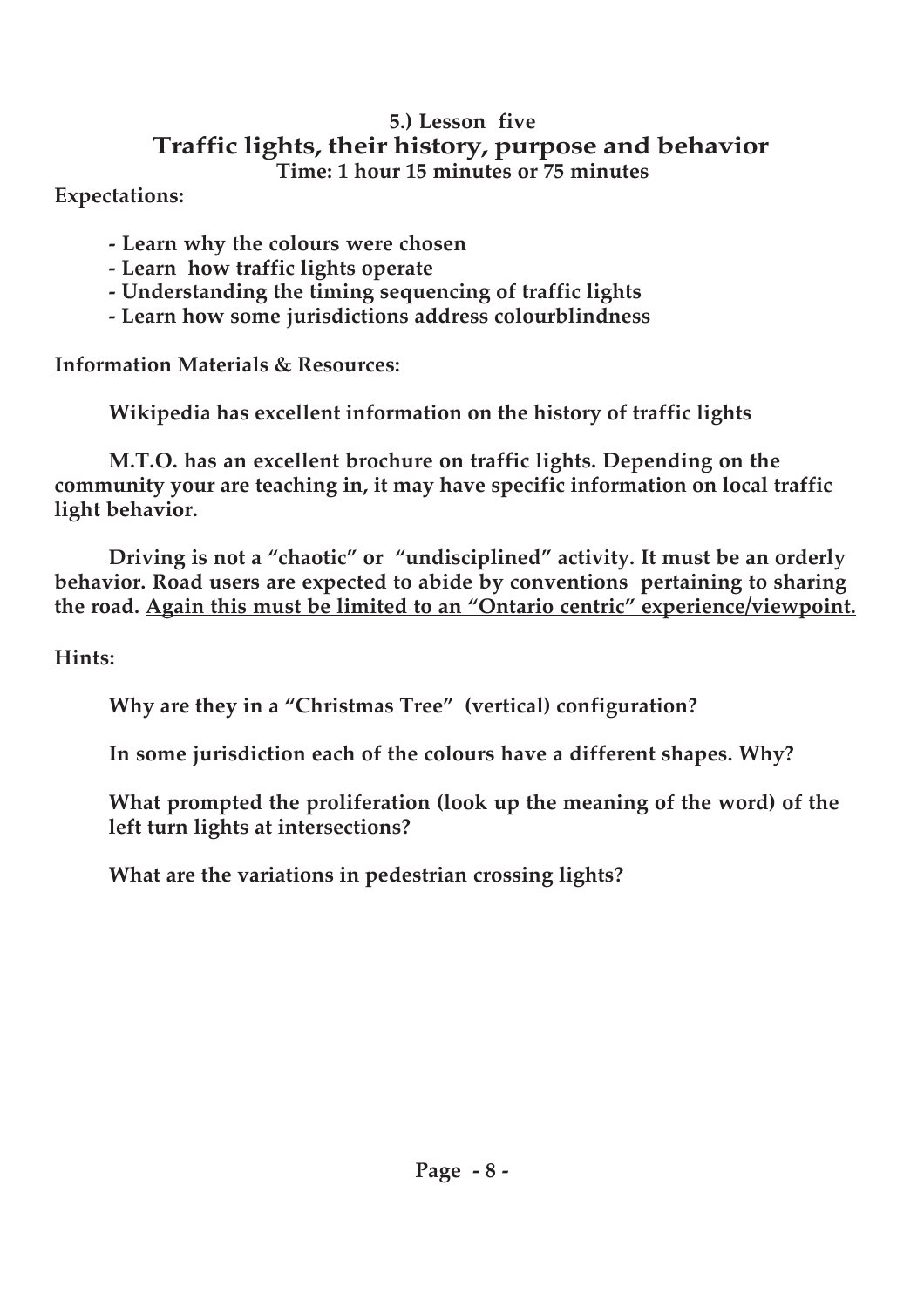## 5.) Lesson five

# Traffic lights, their history, purpose and behavior

**Time: 1 hour 15 minutes or 75 minutes**

**Expectations:**

- **Learn why the colours were chosen**
- **Learn how traffic lights operate**
- **Understanding the timing sequencing of traffic lights**
- **Learn how some jurisdictions address colourblindness**

**Information Materials & Resources:**

**Wikipedia has excellent information on the history of traffic lights**

**M.T.O. has an excellent brochure on traffic lights. Depending on the community your are teaching in, it may have specific information on local traffic light behavior.**

**Driving is not a "chaotic" or "undisciplined" activity. It must be an orderly behavior. Road users are expected to abide by conventions pertaining to sharing the road. <u>Again this must be limited to an "Ontario centric" experience/viewpoint.</u>**

**Hints:**

**Why are they in a "Christmas Tree" (vertical) configuration?**

**In some jurisdiction each of the colours have a different shapes. Why?**

**What prompted the proliferation (look up the meaning of the word) of the left turn lights at intersections?**

**What are the variations in pedestrian crossing lights?**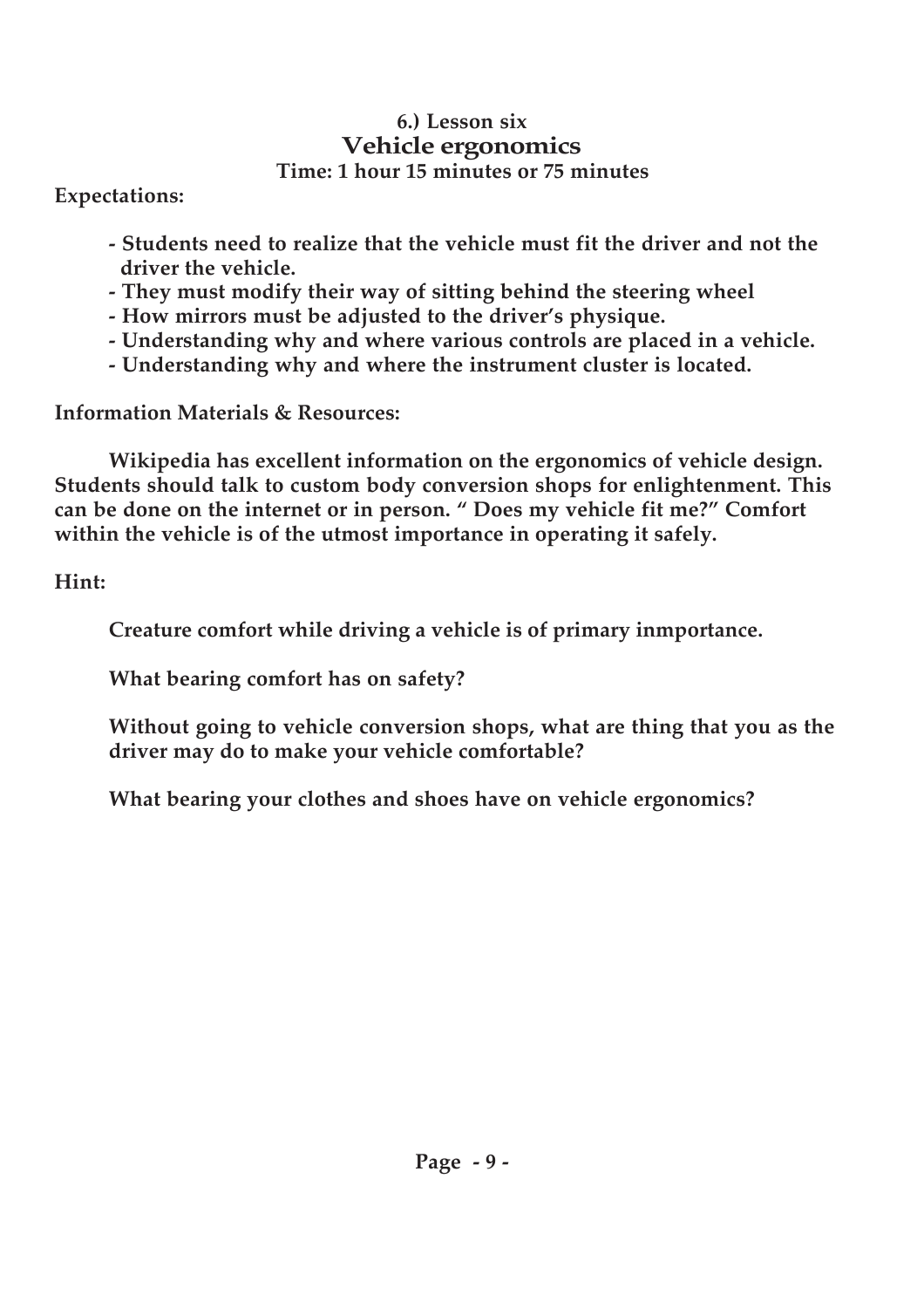### 6.) Lesson six

## Vehicle ergonomics

**Time: 1 hour 15 minutes or 75 minutes**

**Expectations:**

- **Students need to realize that the vehicle must fit the driver and not the driver the vehicle.**
- **They must modify their way of sitting behind the steering wheel**
- **How mirrors must be adjusted to the driver's physique.**
- **Understanding why and where various controls are placed in a vehicle.**
- **Understanding why and where the instrument cluster is located.**

**Information Materials & Resources:**

**Wikipedia has excellent information on the ergonomics of vehicle design. Students should talk to custom body conversion shops for enlightenment. This can be done on the internet or in person. " Does my vehicle fit me?" Comfort within the vehicle is of the utmost importance in operating it safely.**

**Hint:**

**Creature comfort while driving a vehicle is of primary inmportance.**

**What bearing comfort has on safety?**

**Without going to vehicle conversion shops, what are thing that you as the driver may do to make your vehicle comfortable?**

**What bearing your clothes and shoes have on vehicle ergonomics?**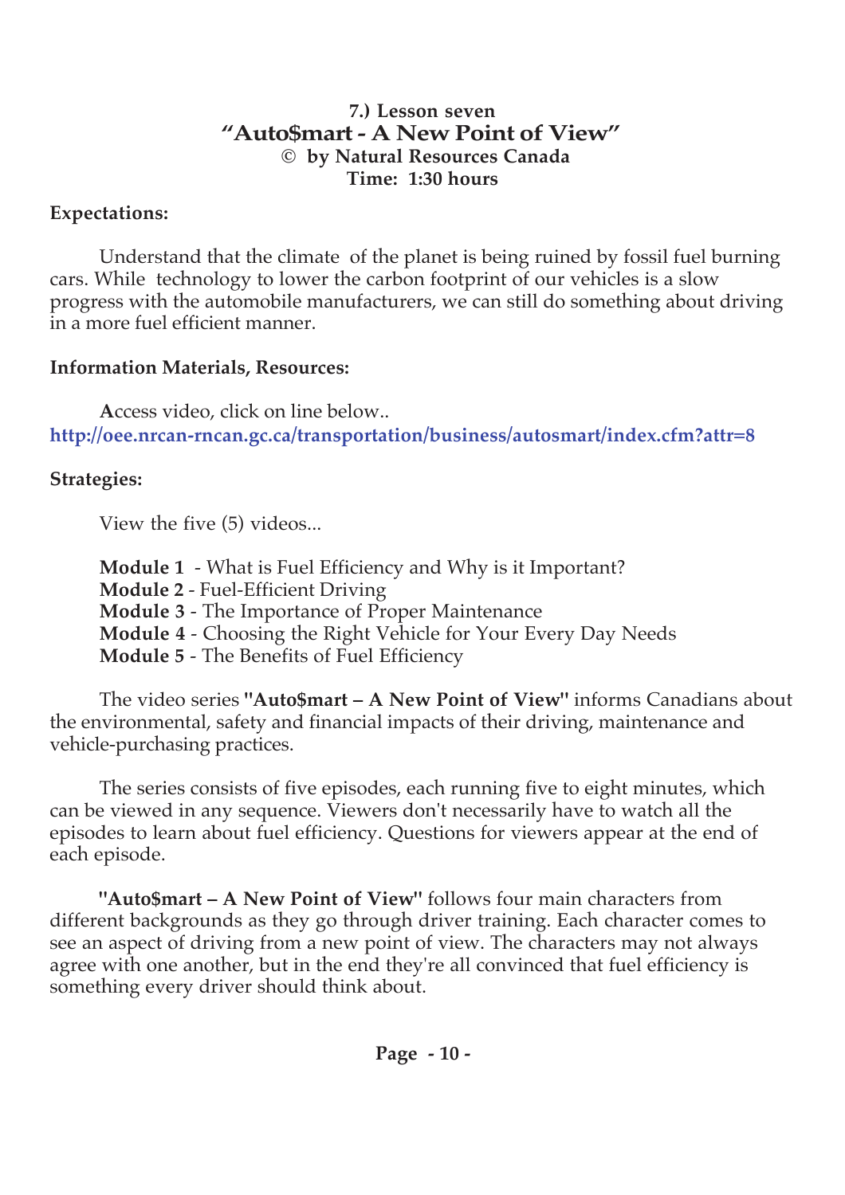## 7.) Lesson seven
## "Auto$mart - A New Point of View"
**© by Natural Resources Canada**
**Time: 1:30 hours**

**Expectations:**

Understand that the climate of the planet is being ruined by fossil fuel burning cars. While technology to lower the carbon footprint of our vehicles is a slow progress with the automobile manufacturers, we can still do something about driving in a more fuel efficient manner.

**Information Materials, Resources:**

Access video, click on line below..
**http://oee.nrcan-rncan.gc.ca/transportation/business/autosmart/index.cfm?attr=8**

**Strategies:**

View the five (5) videos...

**Module 1** - What is Fuel Efficiency and Why is it Important?
**Module 2** - Fuel-Efficient Driving
**Module 3** - The Importance of Proper Maintenance
**Module 4** - Choosing the Right Vehicle for Your Every Day Needs
**Module 5** - The Benefits of Fuel Efficiency

The video series **"Auto$mart – A New Point of View"** informs Canadians about the environmental, safety and financial impacts of their driving, maintenance and vehicle-purchasing practices.

The series consists of five episodes, each running five to eight minutes, which can be viewed in any sequence. Viewers don't necessarily have to watch all the episodes to learn about fuel efficiency. Questions for viewers appear at the end of each episode.

**"Auto$mart – A New Point of View"** follows four main characters from different backgrounds as they go through driver training. Each character comes to see an aspect of driving from a new point of view. The characters may not always agree with one another, but in the end they're all convinced that fuel efficiency is something every driver should think about.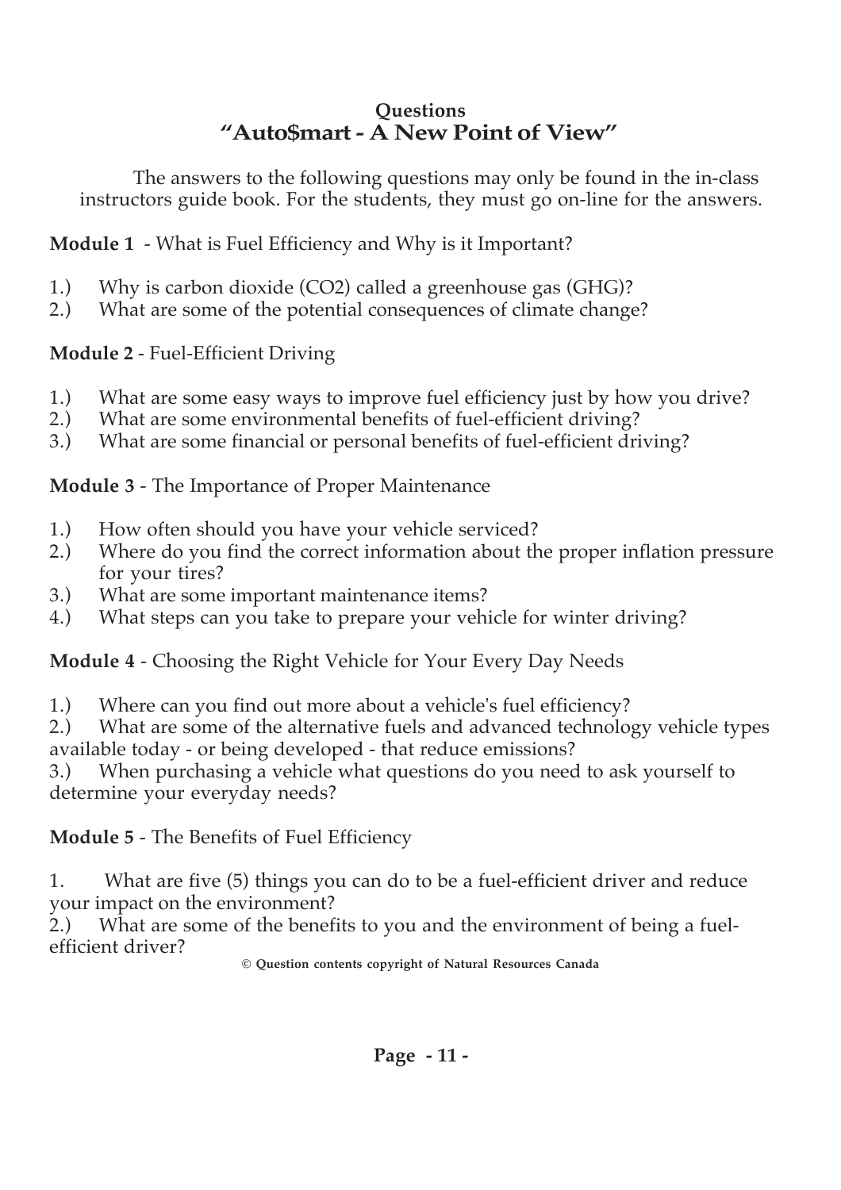## Questions
## "Auto$mart - A New Point of View"

The answers to the following questions may only be found in the in-class instructors guide book. For the students, they must go on-line for the answers.

**Module 1** - What is Fuel Efficiency and Why is it Important?

1.) Why is carbon dioxide ($CO_2$) called a greenhouse gas (GHG)?
2.) What are some of the potential consequences of climate change?

**Module 2** - Fuel-Efficient Driving

1.) What are some easy ways to improve fuel efficiency just by how you drive?
2.) What are some environmental benefits of fuel-efficient driving?
3.) What are some financial or personal benefits of fuel-efficient driving?

**Module 3** - The Importance of Proper Maintenance

1.) How often should you have your vehicle serviced?
2.) Where do you find the correct information about the proper inflation pressure for your tires?
3.) What are some important maintenance items?
4.) What steps can you take to prepare your vehicle for winter driving?

**Module 4** - Choosing the Right Vehicle for Your Every Day Needs

1.) Where can you find out more about a vehicle's fuel efficiency?
2.) What are some of the alternative fuels and advanced technology vehicle types available today - or being developed - that reduce emissions?
3.) When purchasing a vehicle what questions do you need to ask yourself to determine your everyday needs?

**Module 5** - The Benefits of Fuel Efficiency

1. What are five (5) things you can do to be a fuel-efficient driver and reduce your impact on the environment?
2.) What are some of the benefits to you and the environment of being a fuel-efficient driver?

**© Question contents copyright of Natural Resources Canada**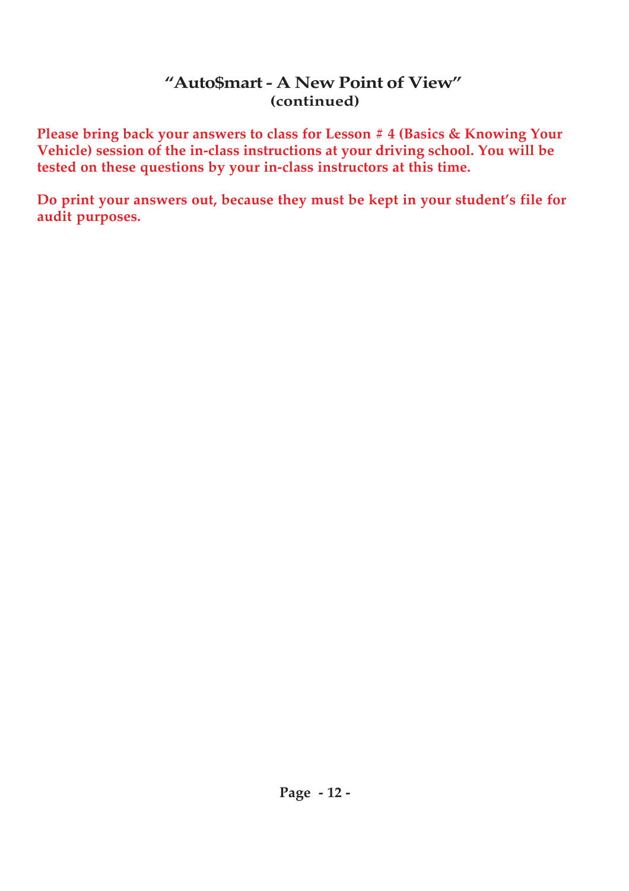## "Auto$mart - A New Point of View"
### (continued)

**Please bring back your answers to class for Lesson # 4 (Basics & Knowing Your Vehicle) session of the in-class instructions at your driving school. You will be tested on these questions by your in-class instructors at this time.**

**Do print your answers out, because they must be kept in your student's file for audit purposes.**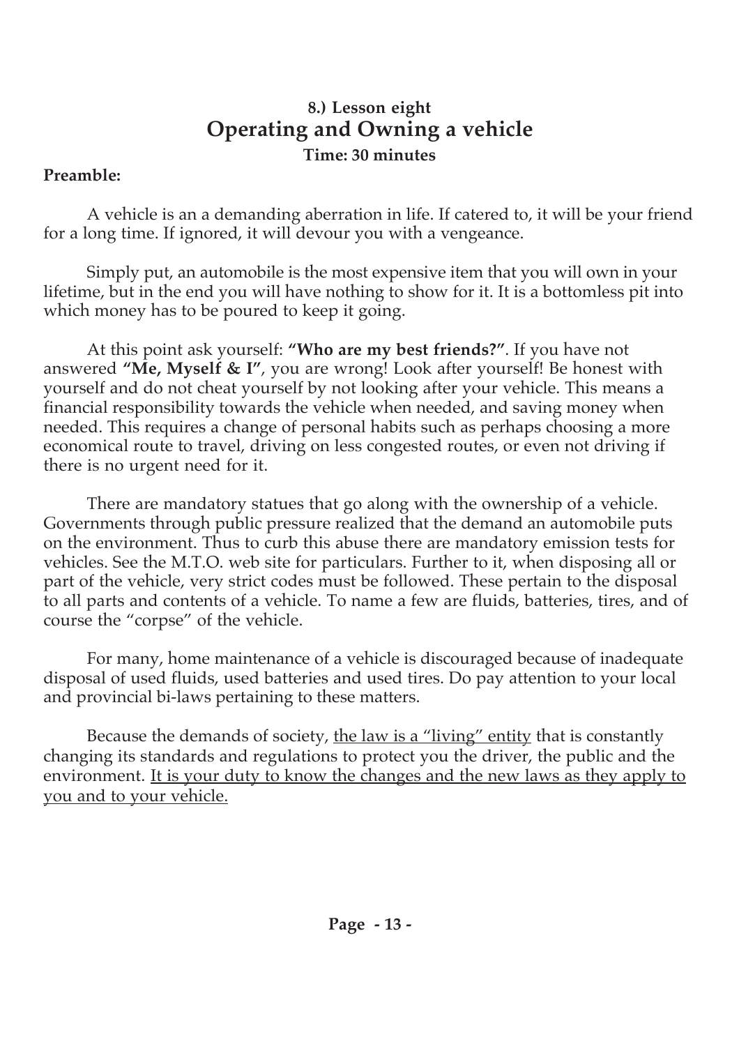## 8.) Lesson eight
# Operating and Owning a vehicle
**Time: 30 minutes**

**Preamble:**

A vehicle is an a demanding aberration in life. If catered to, it will be your friend for a long time. If ignored, it will devour you with a vengeance.

Simply put, an automobile is the most expensive item that you will own in your lifetime, but in the end you will have nothing to show for it. It is a bottomless pit into which money has to be poured to keep it going.

At this point ask yourself: **"Who are my best friends?"**. If you have not answered **"Me, Myself & I"**, you are wrong! Look after yourself! Be honest with yourself and do not cheat yourself by not looking after your vehicle. This means a financial responsibility towards the vehicle when needed, and saving money when needed. This requires a change of personal habits such as perhaps choosing a more economical route to travel, driving on less congested routes, or even not driving if there is no urgent need for it.

There are mandatory statues that go along with the ownership of a vehicle. Governments through public pressure realized that the demand an automobile puts on the environment. Thus to curb this abuse there are mandatory emission tests for vehicles. See the M.T.O. web site for particulars. Further to it, when disposing all or part of the vehicle, very strict codes must be followed. These pertain to the disposal to all parts and contents of a vehicle. To name a few are fluids, batteries, tires, and of course the "corpse" of the vehicle.

For many, home maintenance of a vehicle is discouraged because of inadequate disposal of used fluids, used batteries and used tires. Do pay attention to your local and provincial bi-laws pertaining to these matters.

Because the demands of society, <u>the law is a "living" entity</u> that is constantly changing its standards and regulations to protect you the driver, the public and the environment. <u>It is your duty to know the changes and the new laws as they apply to you and to your vehicle.</u>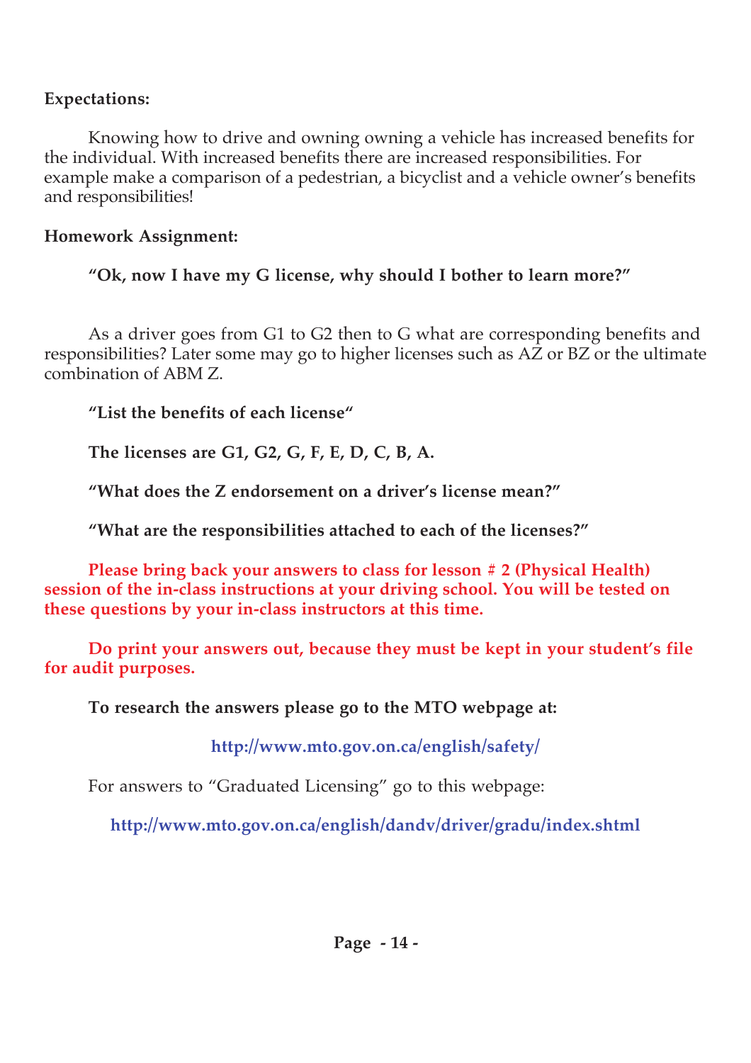**Expectations:**

Knowing how to drive and owning owning a vehicle has increased benefits for the individual. With increased benefits there are increased responsibilities. For example make a comparison of a pedestrian, a bicyclist and a vehicle owner's benefits and responsibilities!

**Homework Assignment:**

**"Ok, now I have my G license, why should I bother to learn more?"**

As a driver goes from G1 to G2 then to G what are corresponding benefits and responsibilities? Later some may go to higher licenses such as AZ or BZ or the ultimate combination of ABM Z.

**"List the benefits of each license"**

**The licenses are G1, G2, G, F, E, D, C, B, A.**

**"What does the Z endorsement on a driver's license mean?"**

**"What are the responsibilities attached to each of the licenses?"**

**Please bring back your answers to class for lesson # 2 (Physical Health) session of the in-class instructions at your driving school. You will be tested on these questions by your in-class instructors at this time.**

**Do print your answers out, because they must be kept in your student's file for audit purposes.**

**To research the answers please go to the MTO webpage at:**

**http://www.mto.gov.on.ca/english/safety/**

For answers to "Graduated Licensing" go to this webpage:

**http://www.mto.gov.on.ca/english/dandv/driver/gradu/index.shtml**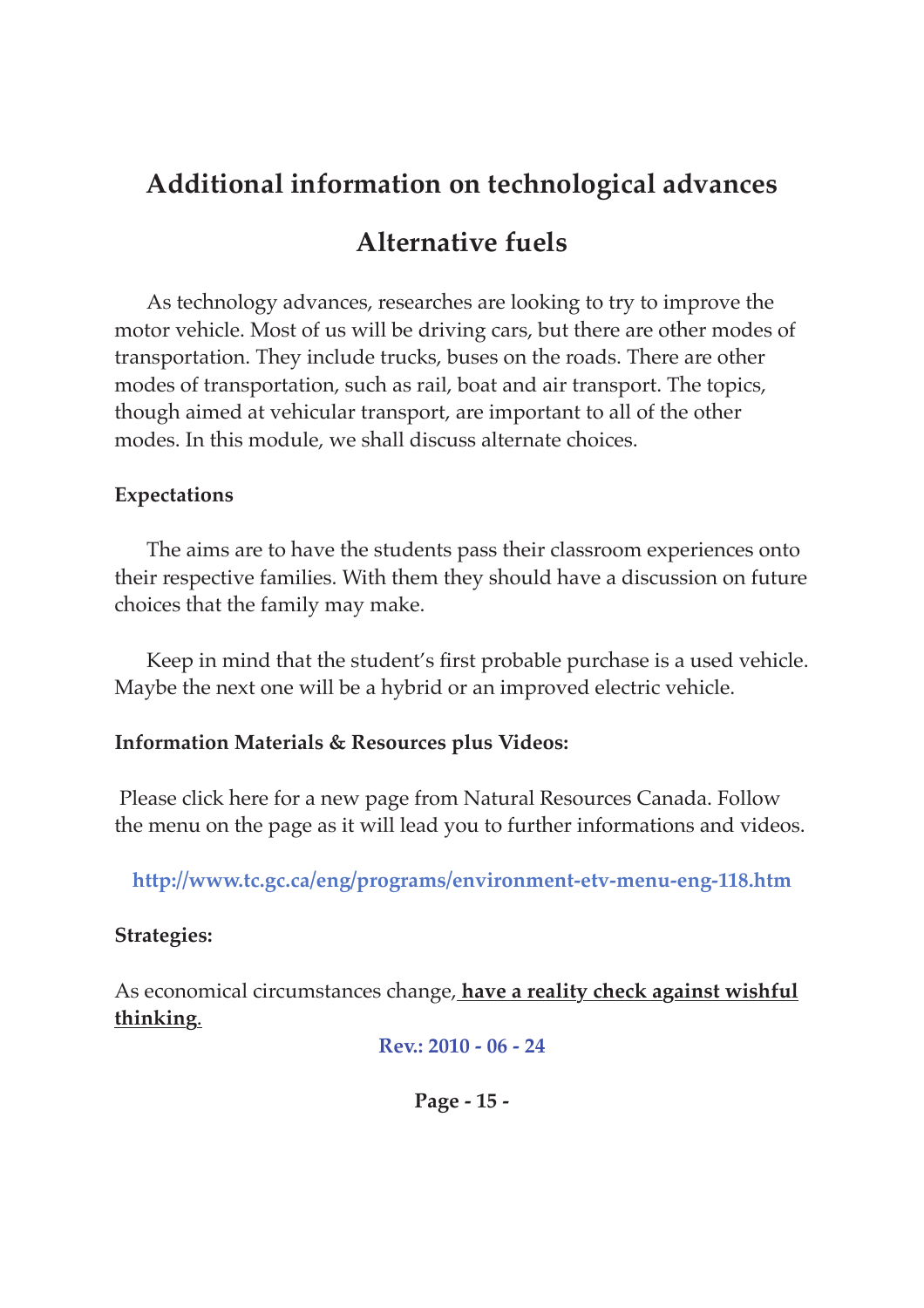# Additional information on technological advances

## Alternative fuels

As technology advances, researches are looking to try to improve the motor vehicle. Most of us will be driving cars, but there are other modes of transportation. They include trucks, buses on the roads. There are other modes of transportation, such as rail, boat and air transport. The topics, though aimed at vehicular transport, are important to all of the other modes. In this module, we shall discuss alternate choices.

**Expectations**

The aims are to have the students pass their classroom experiences onto their respective families. With them they should have a discussion on future choices that the family may make.

Keep in mind that the student's first probable purchase is a used vehicle. Maybe the next one will be a hybrid or an improved electric vehicle.

**Information Materials & Resources plus Videos:**

Please click here for a new page from Natural Resources Canada. Follow the menu on the page as it will lead you to further informations and videos.

**http://www.tc.gc.ca/eng/programs/environment-etv-menu-eng-118.htm**

**Strategies:**

As economical circumstances change, **have a reality check against wishful thinking**.

**Rev.: 2010 - 06 - 24**